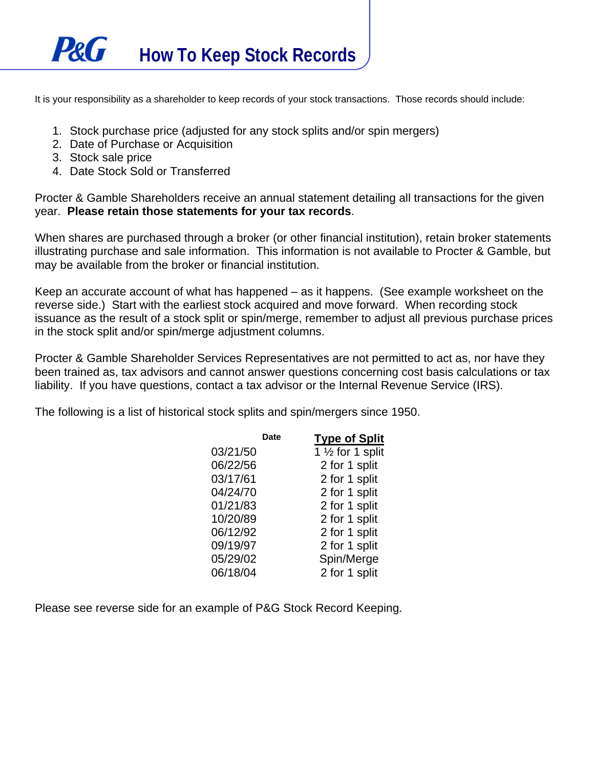# P&G How To Keep Stock Records

It is your responsibility as a shareholder to keep records of your stock transactions. Those records should include:

1. Stock purchase price (adjusted for any stock splits and/or spin mergers)
2. Date of Purchase or Acquisition
3. Stock sale price
4. Date Stock Sold or Transferred

Procter & Gamble Shareholders receive an annual statement detailing all transactions for the given year. **Please retain those statements for your tax records**.

When shares are purchased through a broker (or other financial institution), retain broker statements illustrating purchase and sale information. This information is not available to Procter & Gamble, but may be available from the broker or financial institution.

Keep an accurate account of what has happened – as it happens. (See example worksheet on the reverse side.) Start with the earliest stock acquired and move forward. When recording stock issuance as the result of a stock split or spin/merge, remember to adjust all previous purchase prices in the stock split and/or spin/merge adjustment columns.

Procter & Gamble Shareholder Services Representatives are not permitted to act as, nor have they been trained as, tax advisors and cannot answer questions concerning cost basis calculations or tax liability. If you have questions, contact a tax advisor or the Internal Revenue Service (IRS).

The following is a list of historical stock splits and spin/mergers since 1950.

| Date | Type of Split |
|---|---|
| 03/21/50 | 1 ½ for 1 split |
| 06/22/56 | 2 for 1 split |
| 03/17/61 | 2 for 1 split |
| 04/24/70 | 2 for 1 split |
| 01/21/83 | 2 for 1 split |
| 10/20/89 | 2 for 1 split |
| 06/12/92 | 2 for 1 split |
| 09/19/97 | 2 for 1 split |
| 05/29/02 | Spin/Merge |
| 06/18/04 | 2 for 1 split |

Please see reverse side for an example of P&G Stock Record Keeping.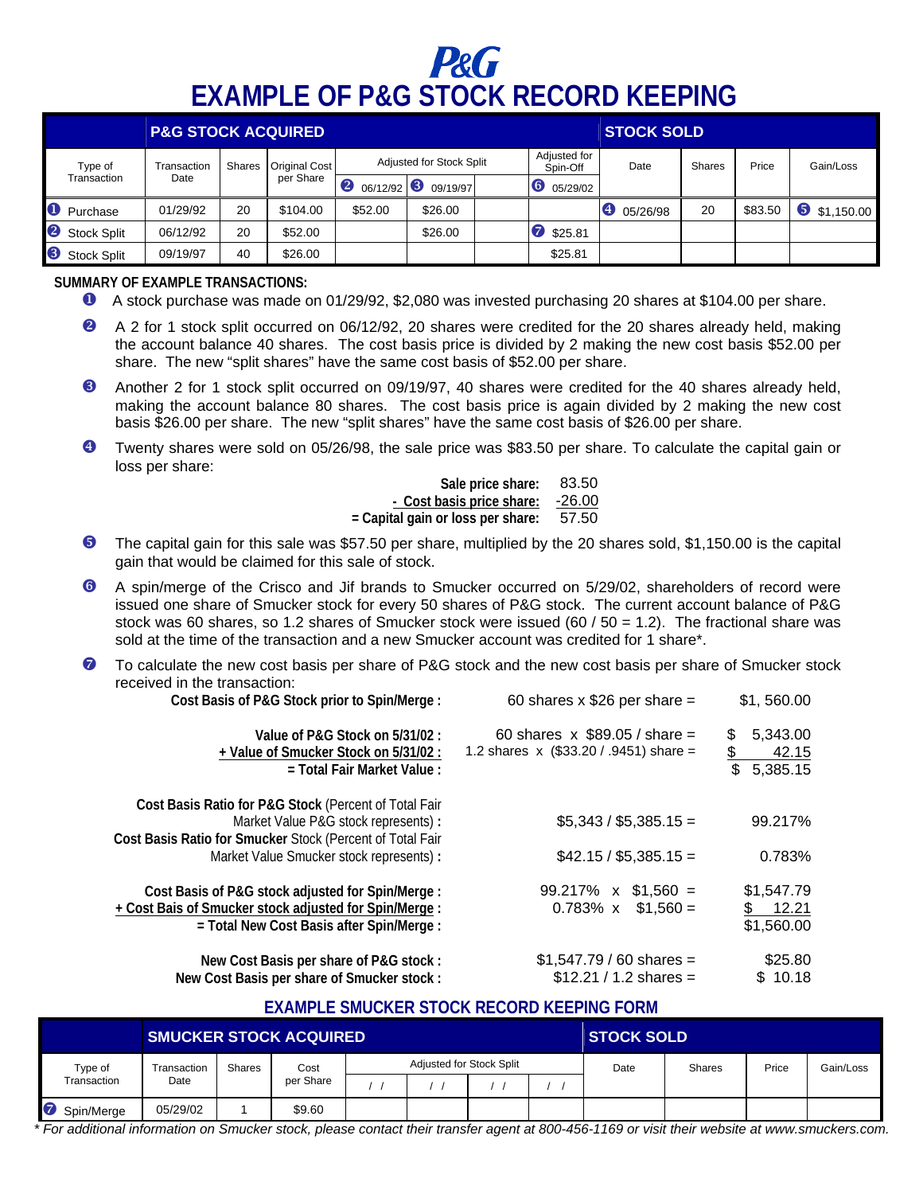# EXAMPLE OF P&G STOCK RECORD KEEPING

| | P&G STOCK ACQUIRED | | | | | | | STOCK SOLD | | | |
|---|---|---|---|---|---|---|---|---|---|---|---|
| Type of Transaction | Transaction Date | Shares | Original Cost per Share | Adjusted for Stock Split | | | Adjusted for Spin-Off | Date | Shares | Price | Gain/Loss |
| | | | | ❷ 06/12/92 | ❸ 09/19/97 | | ❻ 05/29/02 | | | | |
| ❶ Purchase | 01/29/92 | 20 | $104.00 | $52.00 | $26.00 | | | ❹ 05/26/98 | 20 | $83.50 | ❺ $1,150.00 |
| ❷ Stock Split | 06/12/92 | 20 | $52.00 | | $26.00 | | ❼ $25.81 | | | | |
| ❸ Stock Split | 09/19/97 | 40 | $26.00 | | | | $25.81 | | | | |

**SUMMARY OF EXAMPLE TRANSACTIONS:**

❶ A stock purchase was made on 01/29/92, $2,080 was invested purchasing 20 shares at $104.00 per share.

❷ A 2 for 1 stock split occurred on 06/12/92, 20 shares were credited for the 20 shares already held, making the account balance 40 shares. The cost basis price is divided by 2 making the new cost basis $52.00 per share. The new "split shares" have the same cost basis of $52.00 per share.

❸ Another 2 for 1 stock split occurred on 09/19/97, 40 shares were credited for the 40 shares already held, making the account balance 80 shares. The cost basis price is again divided by 2 making the new cost basis $26.00 per share. The new "split shares" have the same cost basis of $26.00 per share.

❹ Twenty shares were sold on 05/26/98, the sale price was $83.50 per share. To calculate the capital gain or loss per share:

| | |
|---|---|
| **Sale price share:** | 83.50 |
| **- Cost basis price share:** | -26.00 |
| **= Capital gain or loss per share:** | 57.50 |

❺ The capital gain for this sale was $57.50 per share, multiplied by the 20 shares sold, $1,150.00 is the capital gain that would be claimed for this sale of stock.

❻ A spin/merge of the Crisco and Jif brands to Smucker occurred on 5/29/02, shareholders of record were issued one share of Smucker stock for every 50 shares of P&G stock. The current account balance of P&G stock was 60 shares, so 1.2 shares of Smucker stock were issued (60 / 50 = 1.2). The fractional share was sold at the time of the transaction and a new Smucker account was credited for 1 share*.

❼ To calculate the new cost basis per share of P&G stock and the new cost basis per share of Smucker stock received in the transaction:

| | | |
|---|---|---|
| **Cost Basis of P&G Stock prior to Spin/Merge :** | 60 shares x $26 per share = | $1, 560.00 |
| **Value of P&G Stock on 5/31/02 :** | 60 shares x $89.05 / share = | $ 5,343.00 |
| **+ Value of Smucker Stock on 5/31/02 :** | 1.2 shares x ($33.20 / .9451) share = | $ 42.15 |
| **= Total Fair Market Value :** | | $ 5,385.15 |
| **Cost Basis Ratio for P&G Stock** (Percent of Total Fair Market Value P&G stock represents) **:** | $5,343 / $5,385.15 = | 99.217% |
| **Cost Basis Ratio for Smucker** Stock (Percent of Total Fair Market Value Smucker stock represents) **:** | $42.15 / $5,385.15 = | 0.783% |
| **Cost Basis of P&G stock adjusted for Spin/Merge :** | 99.217% x $1,560 = | $1,547.79 |
| **+ Cost Bais of Smucker stock adjusted for Spin/Merge :** | 0.783% x $1,560 = | $ 12.21 |
| **= Total New Cost Basis after Spin/Merge :** | | $1,560.00 |
| **New Cost Basis per share of P&G stock :** | $1,547.79 / 60 shares = | $25.80 |
| **New Cost Basis per share of Smucker stock :** | $12.21 / 1.2 shares = | $ 10.18 |

## EXAMPLE SMUCKER STOCK RECORD KEEPING FORM

| | SMUCKER STOCK ACQUIRED | | | | | | | STOCK SOLD | | | |
|---|---|---|---|---|---|---|---|---|---|---|---|
| Type of Transaction | Transaction Date | Shares | Cost per Share | Adjusted for Stock Split | | | | Date | Shares | Price | Gain/Loss |
| | | | | / / | / / | / / | / / | | | | |
| ❼ Spin/Merge | 05/29/02 | 1 | $9.60 | | | | | | | | |

*\* For additional information on Smucker stock, please contact their transfer agent at 800-456-1169 or visit their website at www.smuckers.com.*